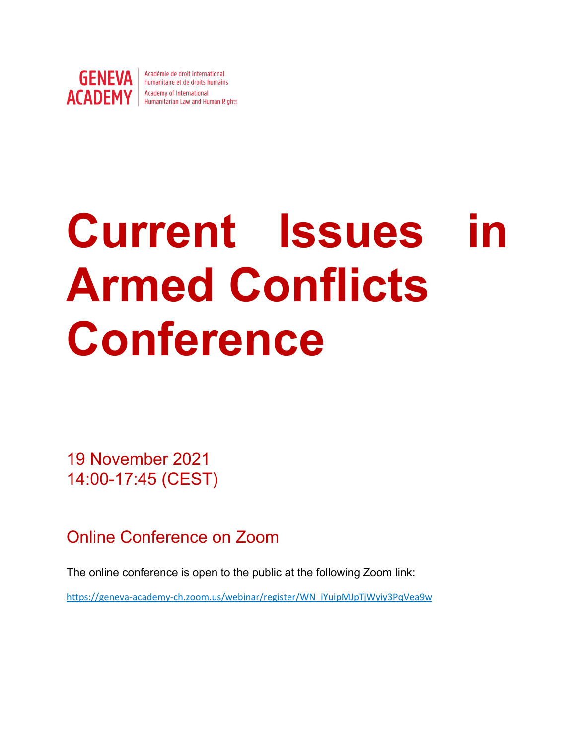GENEVA ACADEMY

Académie de droit international humanitaire et de droits humains

Academy of International Humanitarian Law and Human Rights

# Current Issues in Armed Conflicts Conference

19 November 2021
14:00-17:45 (CEST)

## Online Conference on Zoom

The online conference is open to the public at the following Zoom link:

https://geneva-academy-ch.zoom.us/webinar/register/WN_iYuipMJpTjWyiy3PqVea9w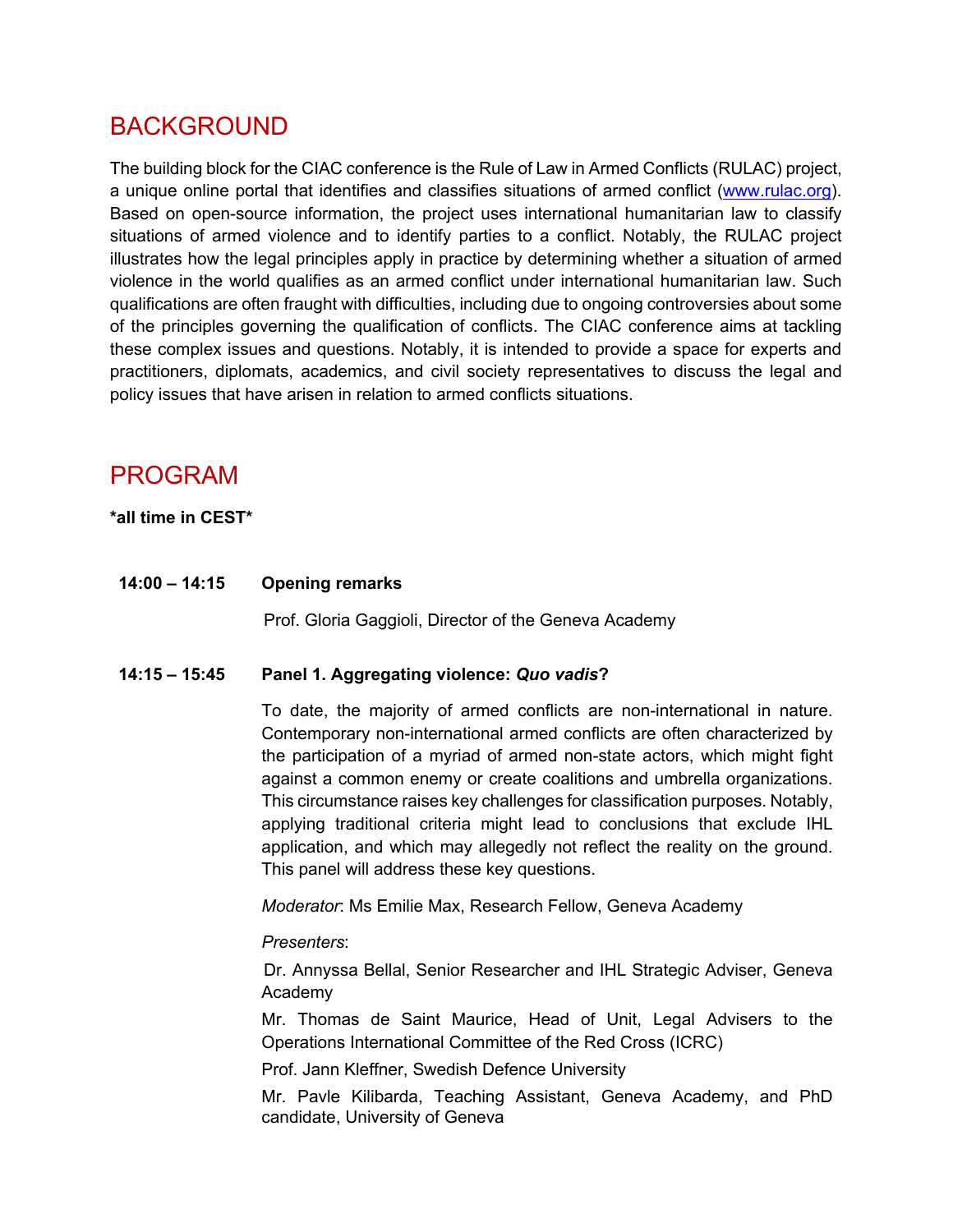## BACKGROUND

The building block for the CIAC conference is the Rule of Law in Armed Conflicts (RULAC) project, a unique online portal that identifies and classifies situations of armed conflict ([www.rulac.org](http://www.rulac.org)). Based on open-source information, the project uses international humanitarian law to classify situations of armed violence and to identify parties to a conflict. Notably, the RULAC project illustrates how the legal principles apply in practice by determining whether a situation of armed violence in the world qualifies as an armed conflict under international humanitarian law. Such qualifications are often fraught with difficulties, including due to ongoing controversies about some of the principles governing the qualification of conflicts. The CIAC conference aims at tackling these complex issues and questions. Notably, it is intended to provide a space for experts and practitioners, diplomats, academics, and civil society representatives to discuss the legal and policy issues that have arisen in relation to armed conflicts situations.

## PROGRAM

***all time in CEST***

**14:00 – 14:15** **Opening remarks**

Prof. Gloria Gaggioli, Director of the Geneva Academy

**14:15 – 15:45** **Panel 1. Aggregating violence: *Quo vadis*?**

To date, the majority of armed conflicts are non-international in nature. Contemporary non-international armed conflicts are often characterized by the participation of a myriad of armed non-state actors, which might fight against a common enemy or create coalitions and umbrella organizations. This circumstance raises key challenges for classification purposes. Notably, applying traditional criteria might lead to conclusions that exclude IHL application, and which may allegedly not reflect the reality on the ground. This panel will address these key questions.

*Moderator*: Ms Emilie Max, Research Fellow, Geneva Academy

*Presenters*:

Dr. Annyssa Bellal, Senior Researcher and IHL Strategic Adviser, Geneva Academy

Mr. Thomas de Saint Maurice, Head of Unit, Legal Advisers to the Operations International Committee of the Red Cross (ICRC)

Prof. Jann Kleffner, Swedish Defence University

Mr. Pavle Kilibarda, Teaching Assistant, Geneva Academy, and PhD candidate, University of Geneva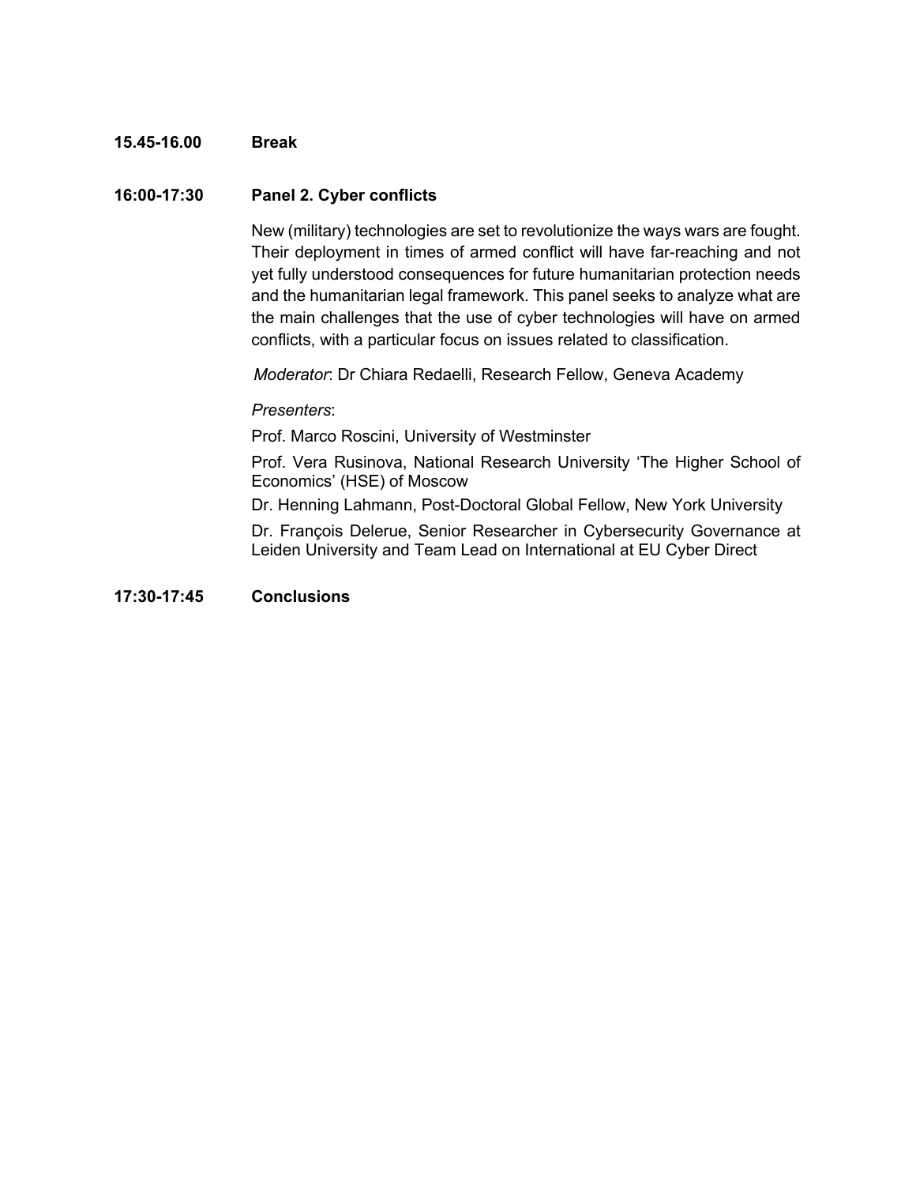**15.45-16.00** **Break**

**16:00-17:30** **Panel 2. Cyber conflicts**

New (military) technologies are set to revolutionize the ways wars are fought. Their deployment in times of armed conflict will have far-reaching and not yet fully understood consequences for future humanitarian protection needs and the humanitarian legal framework. This panel seeks to analyze what are the main challenges that the use of cyber technologies will have on armed conflicts, with a particular focus on issues related to classification.

*Moderator*: Dr Chiara Redaelli, Research Fellow, Geneva Academy

*Presenters*:

Prof. Marco Roscini, University of Westminster

Prof. Vera Rusinova, National Research University 'The Higher School of Economics' (HSE) of Moscow

Dr. Henning Lahmann, Post-Doctoral Global Fellow, New York University

Dr. François Delerue, Senior Researcher in Cybersecurity Governance at Leiden University and Team Lead on International at EU Cyber Direct

**17:30-17:45** **Conclusions**